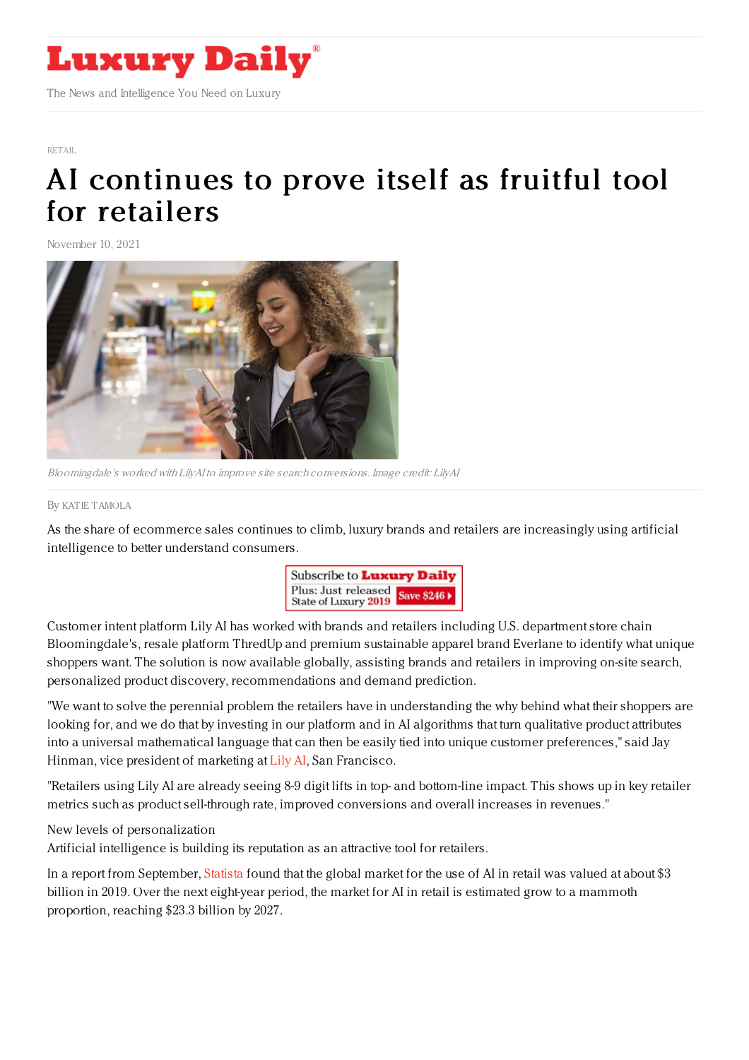# Luxury Daily

The News and Intelligence You Need on Luxury

RETAIL

# AI continues to prove itself as fruitful tool for retailers

November 10, 2021

*Bloomingdale's worked with LilyAI to improve site search conversions. Image credit: LilyAI*

By KATIE TAMOLA

As the share of ecommerce sales continues to climb, luxury brands and retailers are increasingly using artificial intelligence to better understand consumers.

Customer intent platform Lily AI has worked with brands and retailers including U.S. department store chain Bloomingdale's, resale platform ThredUp and premium sustainable apparel brand Everlane to identify what unique shoppers want. The solution is now available globally, assisting brands and retailers in improving on-site search, personalized product discovery, recommendations and demand prediction.

"We want to solve the perennial problem the retailers have in understanding the why behind what their shoppers are looking for, and we do that by investing in our platform and in AI algorithms that turn qualitative product attributes into a universal mathematical language that can then be easily tied into unique customer preferences," said Jay Hinman, vice president of marketing at Lily AI, San Francisco.

"Retailers using Lily AI are already seeing 8-9 digit lifts in top- and bottom-line impact. This shows up in key retailer metrics such as product sell-through rate, improved conversions and overall increases in revenues."

New levels of personalization

Artificial intelligence is building its reputation as an attractive tool for retailers.

In a report from September, Statista found that the global market for the use of AI in retail was valued at about $3 billion in 2019. Over the next eight-year period, the market for AI in retail is estimated grow to a mammoth proportion, reaching $23.3 billion by 2027.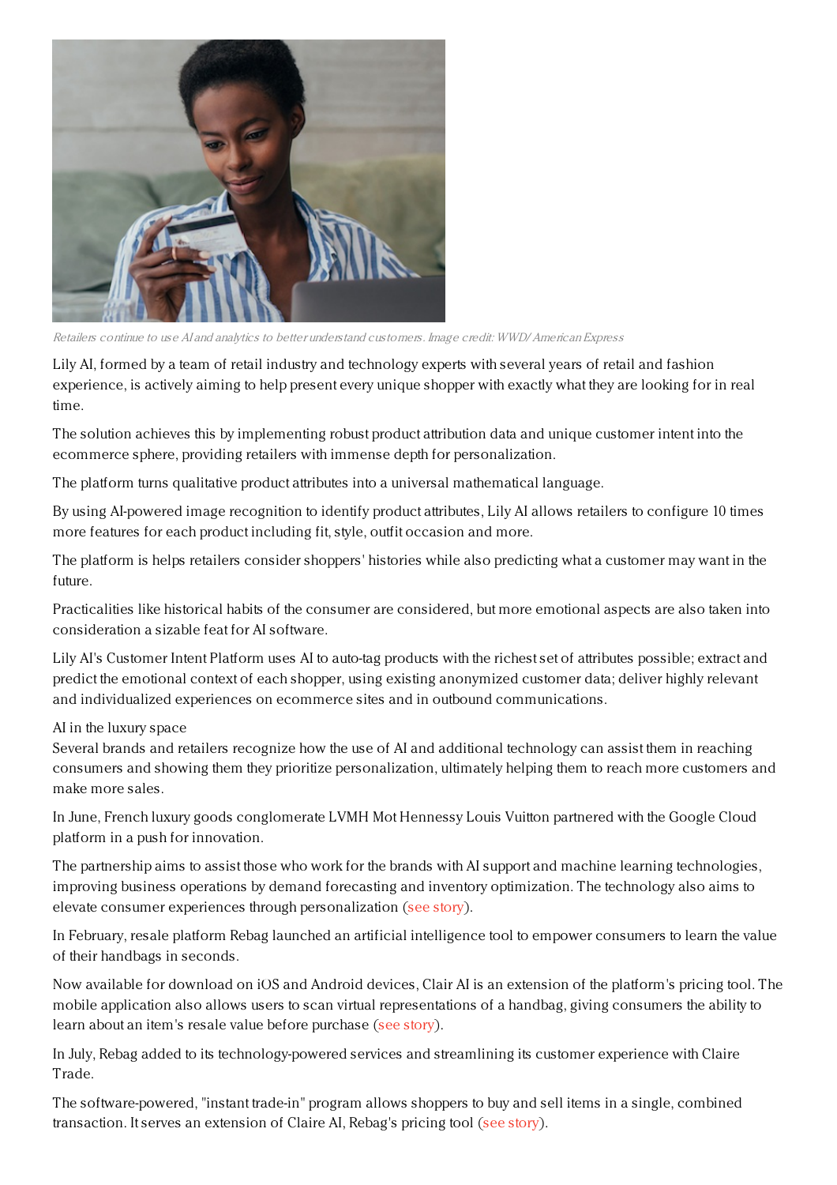*Retailers continue to use AI and analytics to better understand customers. Image credit: WWD/American Express*

Lily AI, formed by a team of retail industry and technology experts with several years of retail and fashion experience, is actively aiming to help present every unique shopper with exactly what they are looking for in real time.

The solution achieves this by implementing robust product attribution data and unique customer intent into the ecommerce sphere, providing retailers with immense depth for personalization.

The platform turns qualitative product attributes into a universal mathematical language.

By using AI-powered image recognition to identify product attributes, Lily AI allows retailers to configure 10 times more features for each product including fit, style, outfit occasion and more.

The platform is helps retailers consider shoppers' histories while also predicting what a customer may want in the future.

Practicalities like historical habits of the consumer are considered, but more emotional aspects are also taken into consideration a sizable feat for AI software.

Lily AI's Customer Intent Platform uses AI to auto-tag products with the richest set of attributes possible; extract and predict the emotional context of each shopper, using existing anonymized customer data; deliver highly relevant and individualized experiences on ecommerce sites and in outbound communications.

AI in the luxury space

Several brands and retailers recognize how the use of AI and additional technology can assist them in reaching consumers and showing them they prioritize personalization, ultimately helping them to reach more customers and make more sales.

In June, French luxury goods conglomerate LVMH Mot Hennessy Louis Vuitton partnered with the Google Cloud platform in a push for innovation.

The partnership aims to assist those who work for the brands with AI support and machine learning technologies, improving business operations by demand forecasting and inventory optimization. The technology also aims to elevate consumer experiences through personalization (see story).

In February, resale platform Rebag launched an artificial intelligence tool to empower consumers to learn the value of their handbags in seconds.

Now available for download on iOS and Android devices, Clair AI is an extension of the platform's pricing tool. The mobile application also allows users to scan virtual representations of a handbag, giving consumers the ability to learn about an item's resale value before purchase (see story).

In July, Rebag added to its technology-powered services and streamlining its customer experience with Claire Trade.

The software-powered, "instant trade-in" program allows shoppers to buy and sell items in a single, combined transaction. It serves an extension of Claire AI, Rebag's pricing tool (see story).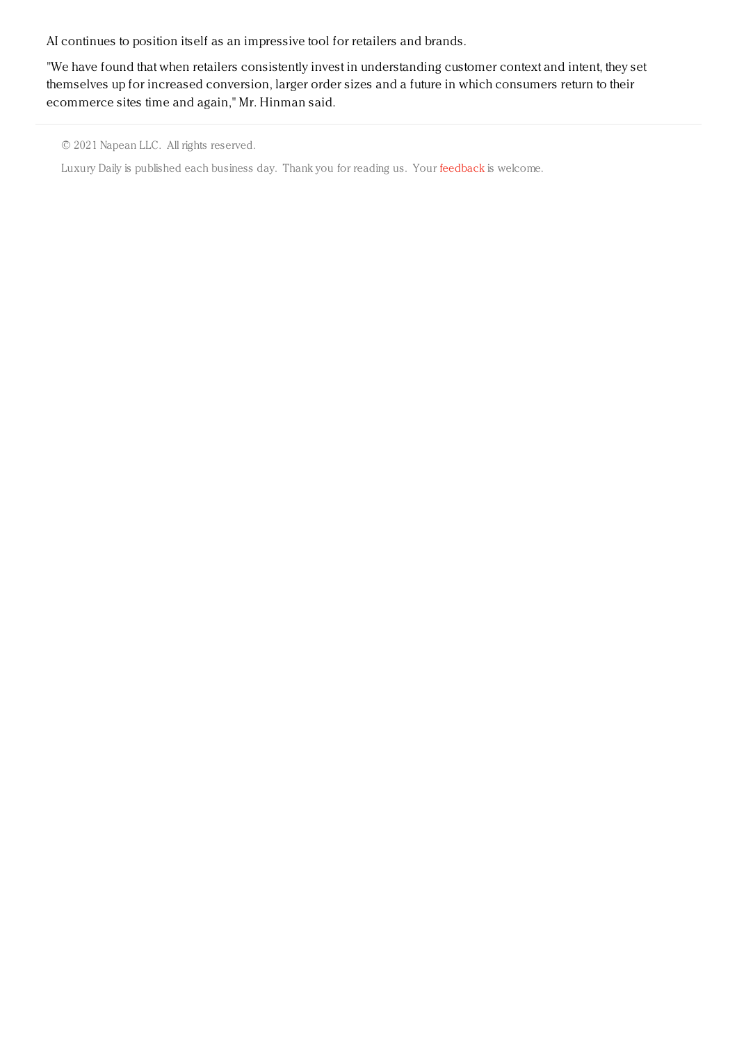AI continues to position itself as an impressive tool for retailers and brands.

"We have found that when retailers consistently invest in understanding customer context and intent, they set themselves up for increased conversion, larger order sizes and a future in which consumers return to their ecommerce sites time and again," Mr. Hinman said.

---

© 2021 Napean LLC. All rights reserved.

Luxury Daily is published each business day. Thank you for reading us. Your feedback is welcome.